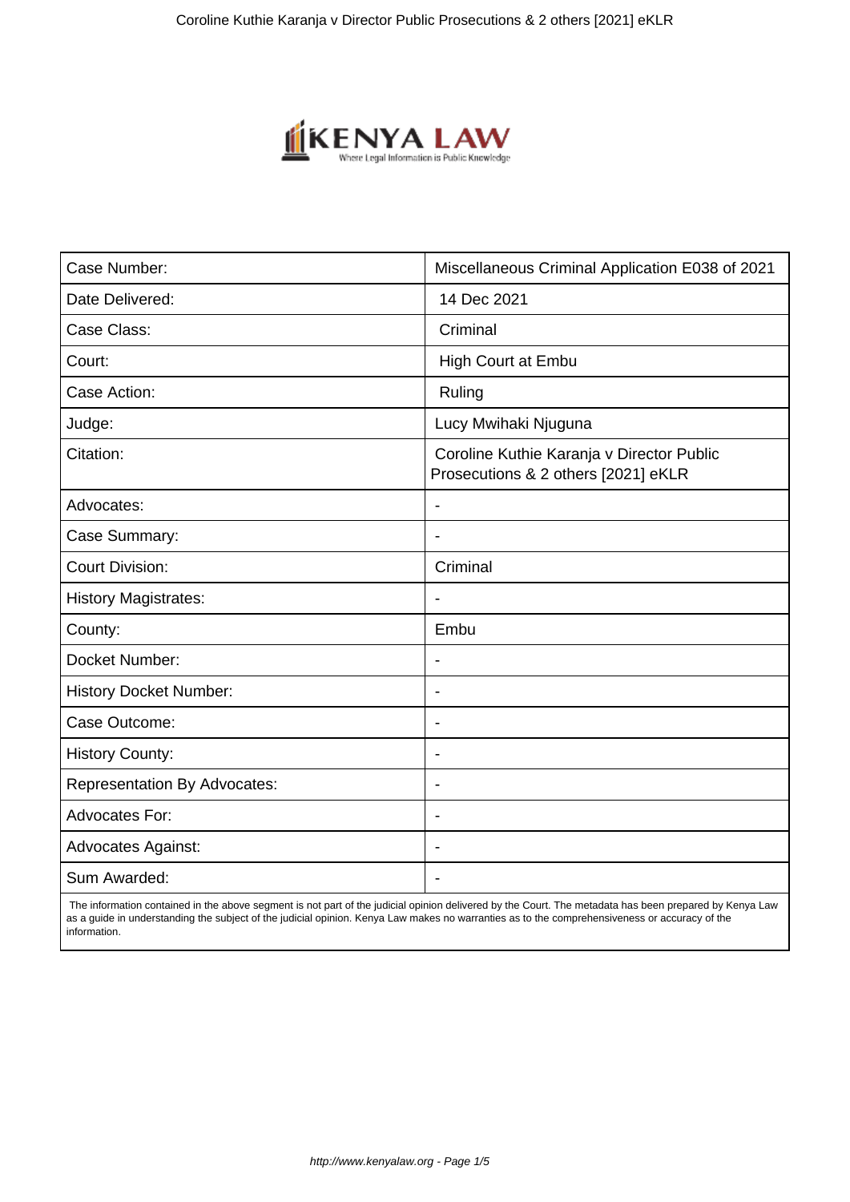| Case Number: | Miscellaneous Criminal Application E038 of 2021 |
|---|---|
| Date Delivered: | 14 Dec 2021 |
| Case Class: | Criminal |
| Court: | High Court at Embu |
| Case Action: | Ruling |
| Judge: | Lucy Mwihaki Njuguna |
| Citation: | Coroline Kuthie Karanja v Director Public Prosecutions & 2 others [2021] eKLR |
| Advocates: | - |
| Case Summary: | - |
| Court Division: | Criminal |
| History Magistrates: | - |
| County: | Embu |
| Docket Number: | - |
| History Docket Number: | - |
| Case Outcome: | - |
| History County: | - |
| Representation By Advocates: | - |
| Advocates For: | - |
| Advocates Against: | - |
| Sum Awarded: | - |

The information contained in the above segment is not part of the judicial opinion delivered by the Court. The metadata has been prepared by Kenya Law as a guide in understanding the subject of the judicial opinion. Kenya Law makes no warranties as to the comprehensiveness or accuracy of the information.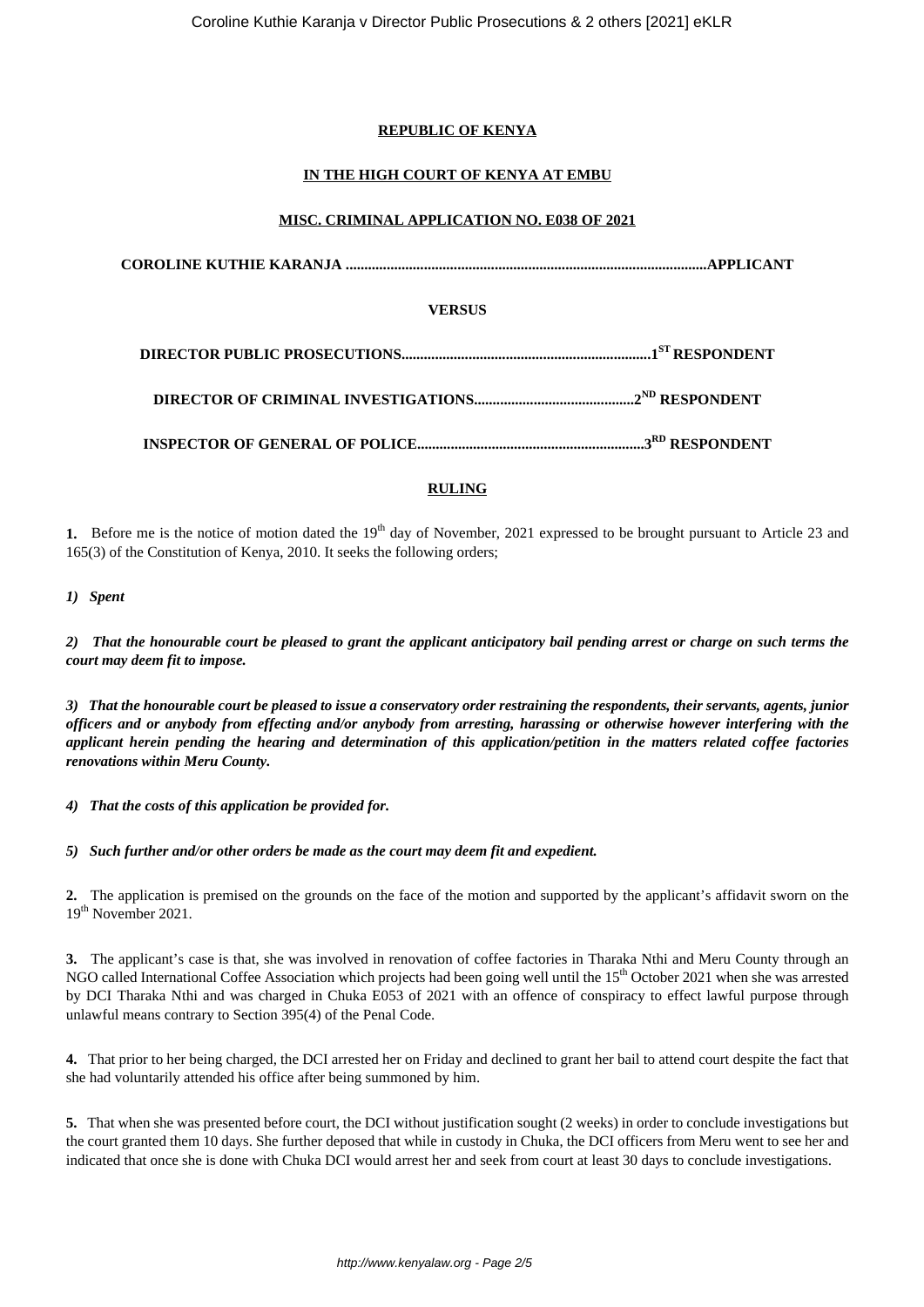**REPUBLIC OF KENYA**

**IN THE HIGH COURT OF KENYA AT EMBU**

**MISC. CRIMINAL APPLICATION NO. E038 OF 2021**

**COROLINE KUTHIE KARANJA ................................................................................................APPLICANT**

**VERSUS**

**DIRECTOR PUBLIC PROSECUTIONS..................................................................1ST RESPONDENT**

**DIRECTOR OF CRIMINAL INVESTIGATIONS..........................................2ND RESPONDENT**

**INSPECTOR OF GENERAL OF POLICE............................................................3RD RESPONDENT**

**RULING**

**1.** Before me is the notice of motion dated the 19th day of November, 2021 expressed to be brought pursuant to Article 23 and 165(3) of the Constitution of Kenya, 2010. It seeks the following orders;

***1) Spent***

***2) That the honourable court be pleased to grant the applicant anticipatory bail pending arrest or charge on such terms the court may deem fit to impose.***

***3) That the honourable court be pleased to issue a conservatory order restraining the respondents, their servants, agents, junior officers and or anybody from effecting and/or anybody from arresting, harassing or otherwise however interfering with the applicant herein pending the hearing and determination of this application/petition in the matters related coffee factories renovations within Meru County.***

***4) That the costs of this application be provided for.***

***5) Such further and/or other orders be made as the court may deem fit and expedient.***

**2.** The application is premised on the grounds on the face of the motion and supported by the applicant's affidavit sworn on the 19th November 2021.

**3.** The applicant's case is that, she was involved in renovation of coffee factories in Tharaka Nthi and Meru County through an NGO called International Coffee Association which projects had been going well until the 15th October 2021 when she was arrested by DCI Tharaka Nthi and was charged in Chuka E053 of 2021 with an offence of conspiracy to effect lawful purpose through unlawful means contrary to Section 395(4) of the Penal Code.

**4.** That prior to her being charged, the DCI arrested her on Friday and declined to grant her bail to attend court despite the fact that she had voluntarily attended his office after being summoned by him.

**5.** That when she was presented before court, the DCI without justification sought (2 weeks) in order to conclude investigations but the court granted them 10 days. She further deposed that while in custody in Chuka, the DCI officers from Meru went to see her and indicated that once she is done with Chuka DCI would arrest her and seek from court at least 30 days to conclude investigations.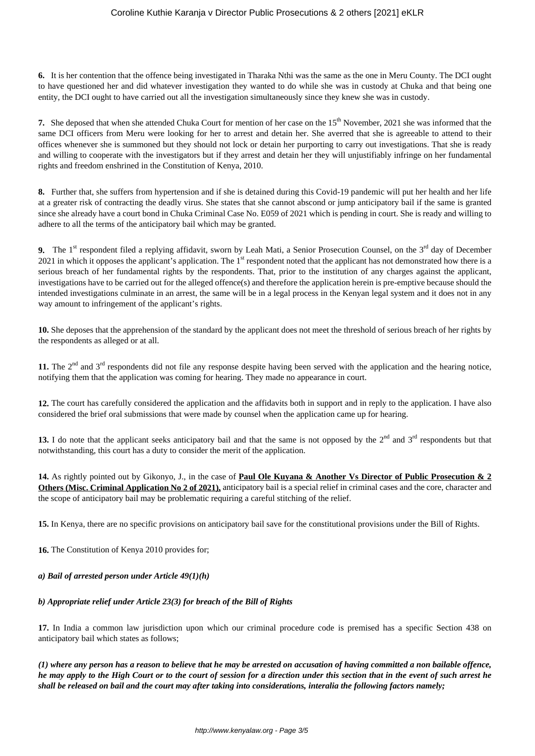**6.** It is her contention that the offence being investigated in Tharaka Nthi was the same as the one in Meru County. The DCI ought to have questioned her and did whatever investigation they wanted to do while she was in custody at Chuka and that being one entity, the DCI ought to have carried out all the investigation simultaneously since they knew she was in custody.

**7.** She deposed that when she attended Chuka Court for mention of her case on the 15th November, 2021 she was informed that the same DCI officers from Meru were looking for her to arrest and detain her. She averred that she is agreeable to attend to their offices whenever she is summoned but they should not lock or detain her purporting to carry out investigations. That she is ready and willing to cooperate with the investigators but if they arrest and detain her they will unjustifiably infringe on her fundamental rights and freedom enshrined in the Constitution of Kenya, 2010.

**8.** Further that, she suffers from hypertension and if she is detained during this Covid-19 pandemic will put her health and her life at a greater risk of contracting the deadly virus. She states that she cannot abscond or jump anticipatory bail if the same is granted since she already have a court bond in Chuka Criminal Case No. E059 of 2021 which is pending in court. She is ready and willing to adhere to all the terms of the anticipatory bail which may be granted.

**9.** The 1st respondent filed a replying affidavit, sworn by Leah Mati, a Senior Prosecution Counsel, on the 3rd day of December 2021 in which it opposes the applicant's application. The 1st respondent noted that the applicant has not demonstrated how there is a serious breach of her fundamental rights by the respondents. That, prior to the institution of any charges against the applicant, investigations have to be carried out for the alleged offence(s) and therefore the application herein is pre-emptive because should the intended investigations culminate in an arrest, the same will be in a legal process in the Kenyan legal system and it does not in any way amount to infringement of the applicant's rights.

**10.** She deposes that the apprehension of the standard by the applicant does not meet the threshold of serious breach of her rights by the respondents as alleged or at all.

**11.** The 2nd and 3rd respondents did not file any response despite having been served with the application and the hearing notice, notifying them that the application was coming for hearing. They made no appearance in court.

**12.** The court has carefully considered the application and the affidavits both in support and in reply to the application. I have also considered the brief oral submissions that were made by counsel when the application came up for hearing.

**13.** I do note that the applicant seeks anticipatory bail and that the same is not opposed by the 2nd and 3rd respondents but that notwithstanding, this court has a duty to consider the merit of the application.

**14.** As rightly pointed out by Gikonyo, J., in the case of **Paul Ole Kuyana & Another Vs Director of Public Prosecution & 2 Others (Misc. Criminal Application No 2 of 2021),** anticipatory bail is a special relief in criminal cases and the core, character and the scope of anticipatory bail may be problematic requiring a careful stitching of the relief.

**15.** In Kenya, there are no specific provisions on anticipatory bail save for the constitutional provisions under the Bill of Rights.

**16.** The Constitution of Kenya 2010 provides for;

***a) Bail of arrested person under Article 49(1)(h)***

***b) Appropriate relief under Article 23(3) for breach of the Bill of Rights***

**17.** In India a common law jurisdiction upon which our criminal procedure code is premised has a specific Section 438 on anticipatory bail which states as follows;

***(1) where any person has a reason to believe that he may be arrested on accusation of having committed a non bailable offence, he may apply to the High Court or to the court of session for a direction under this section that in the event of such arrest he shall be released on bail and the court may after taking into considerations, interalia the following factors namely;***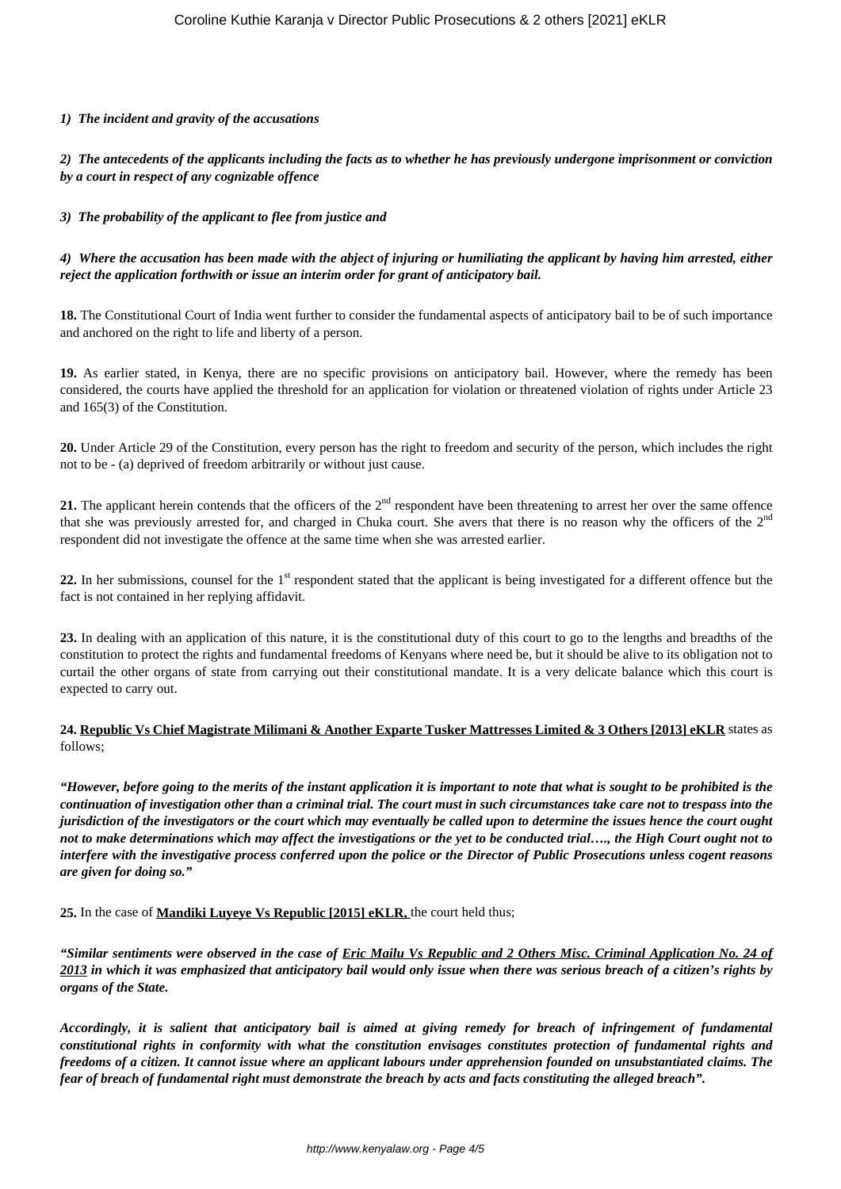***1) The incident and gravity of the accusations***

***2) The antecedents of the applicants including the facts as to whether he has previously undergone imprisonment or conviction by a court in respect of any cognizable offence***

***3) The probability of the applicant to flee from justice and***

***4) Where the accusation has been made with the abject of injuring or humiliating the applicant by having him arrested, either reject the application forthwith or issue an interim order for grant of anticipatory bail.***

**18.** The Constitutional Court of India went further to consider the fundamental aspects of anticipatory bail to be of such importance and anchored on the right to life and liberty of a person.

**19.** As earlier stated, in Kenya, there are no specific provisions on anticipatory bail. However, where the remedy has been considered, the courts have applied the threshold for an application for violation or threatened violation of rights under Article 23 and 165(3) of the Constitution.

**20.** Under Article 29 of the Constitution, every person has the right to freedom and security of the person, which includes the right not to be - (a) deprived of freedom arbitrarily or without just cause.

**21.** The applicant herein contends that the officers of the 2nd respondent have been threatening to arrest her over the same offence that she was previously arrested for, and charged in Chuka court. She avers that there is no reason why the officers of the 2nd respondent did not investigate the offence at the same time when she was arrested earlier.

**22.** In her submissions, counsel for the 1st respondent stated that the applicant is being investigated for a different offence but the fact is not contained in her replying affidavit.

**23.** In dealing with an application of this nature, it is the constitutional duty of this court to go to the lengths and breadths of the constitution to protect the rights and fundamental freedoms of Kenyans where need be, but it should be alive to its obligation not to curtail the other organs of state from carrying out their constitutional mandate. It is a very delicate balance which this court is expected to carry out.

**24. Republic Vs Chief Magistrate Milimani & Another Exparte Tusker Mattresses Limited & 3 Others [2013] eKLR** states as follows;

***"However, before going to the merits of the instant application it is important to note that what is sought to be prohibited is the continuation of investigation other than a criminal trial. The court must in such circumstances take care not to trespass into the jurisdiction of the investigators or the court which may eventually be called upon to determine the issues hence the court ought not to make determinations which may affect the investigations or the yet to be conducted trial…., the High Court ought not to interfere with the investigative process conferred upon the police or the Director of Public Prosecutions unless cogent reasons are given for doing so."***

**25.** In the case of **Mandiki Luyeye Vs Republic [2015] eKLR,** the court held thus;

***"Similar sentiments were observed in the case of Eric Mailu Vs Republic and 2 Others Misc. Criminal Application No. 24 of 2013 in which it was emphasized that anticipatory bail would only issue when there was serious breach of a citizen's rights by organs of the State.***

***Accordingly, it is salient that anticipatory bail is aimed at giving remedy for breach of infringement of fundamental constitutional rights in conformity with what the constitution envisages constitutes protection of fundamental rights and freedoms of a citizen. It cannot issue where an applicant labours under apprehension founded on unsubstantiated claims. The fear of breach of fundamental right must demonstrate the breach by acts and facts constituting the alleged breach".***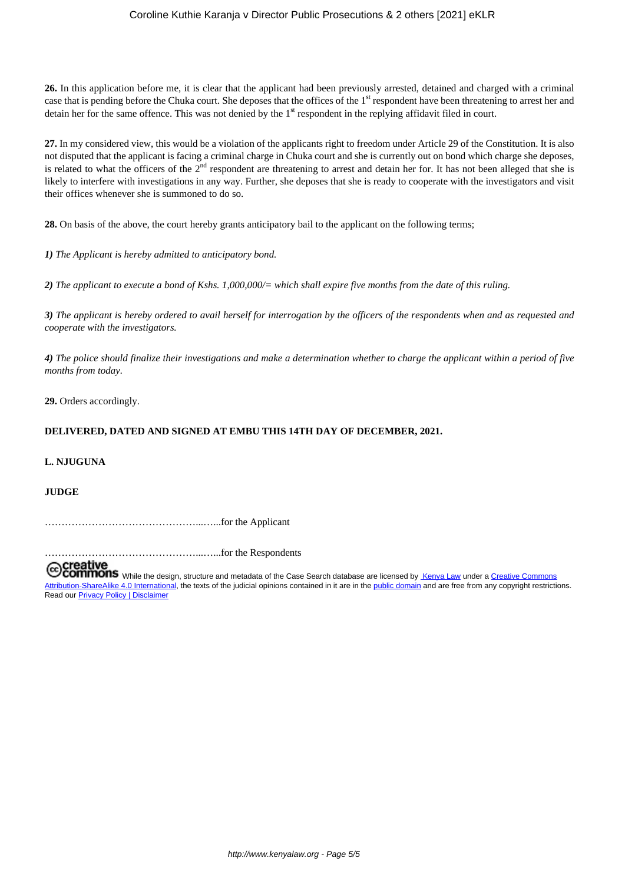**26.** In this application before me, it is clear that the applicant had been previously arrested, detained and charged with a criminal case that is pending before the Chuka court. She deposes that the offices of the 1st respondent have been threatening to arrest her and detain her for the same offence. This was not denied by the 1st respondent in the replying affidavit filed in court.

**27.** In my considered view, this would be a violation of the applicants right to freedom under Article 29 of the Constitution. It is also not disputed that the applicant is facing a criminal charge in Chuka court and she is currently out on bond which charge she deposes, is related to what the officers of the 2nd respondent are threatening to arrest and detain her for. It has not been alleged that she is likely to interfere with investigations in any way. Further, she deposes that she is ready to cooperate with the investigators and visit their offices whenever she is summoned to do so.

**28.** On basis of the above, the court hereby grants anticipatory bail to the applicant on the following terms;

***1)*** *The Applicant is hereby admitted to anticipatory bond.*

***2)*** *The applicant to execute a bond of Kshs. 1,000,000/= which shall expire five months from the date of this ruling.*

***3)*** *The applicant is hereby ordered to avail herself for interrogation by the officers of the respondents when and as requested and cooperate with the investigators.*

***4)*** *The police should finalize their investigations and make a determination whether to charge the applicant within a period of five months from today.*

**29.** Orders accordingly.

**DELIVERED, DATED AND SIGNED AT EMBU THIS 14TH DAY OF DECEMBER, 2021.**

**L. NJUGUNA**

**JUDGE**

…………………………………………...…..for the Applicant

…………………………………………...…..for the Respondents

While the design, structure and metadata of the Case Search database are licensed by Kenya Law under a Creative Commons Attribution-ShareAlike 4.0 International, the texts of the judicial opinions contained in it are in the public domain and are free from any copyright restrictions. Read our Privacy Policy | Disclaimer